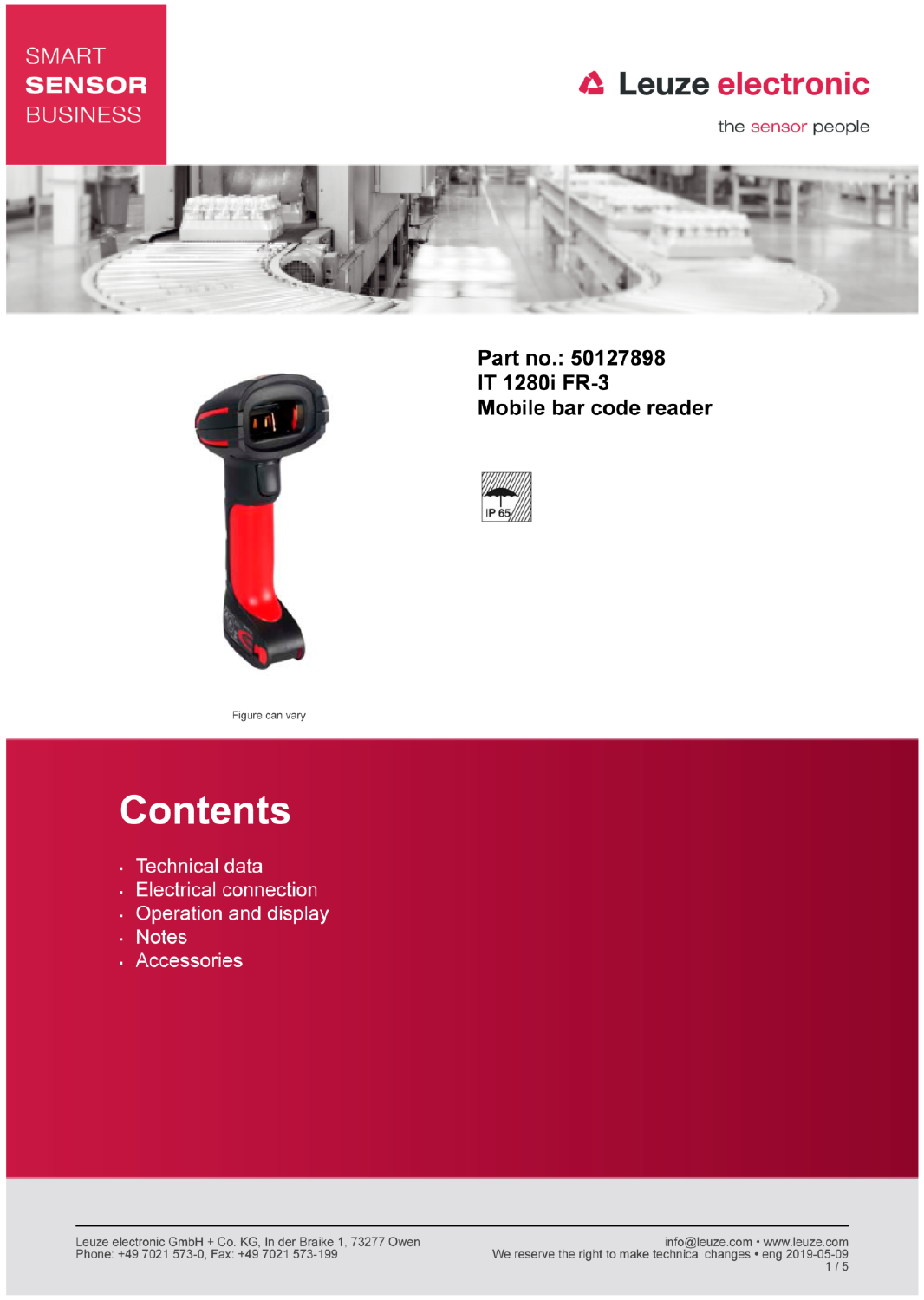SMART
**SENSOR**
BUSINESS

Leuze electronic

the sensor people

# Part no.: 50127898
# IT 1280i FR-3
# Mobile bar code reader

IP 65

Figure can vary

## Contents

- Technical data
- Electrical connection
- Operation and display
- Notes
- Accessories

Leuze electronic GmbH + Co. KG, In der Braike 1, 73277 Owen
Phone: +49 7021 573-0, Fax: +49 7021 573-199

info@leuze.com • www.leuze.com
We reserve the right to make technical changes • eng 2019-05-09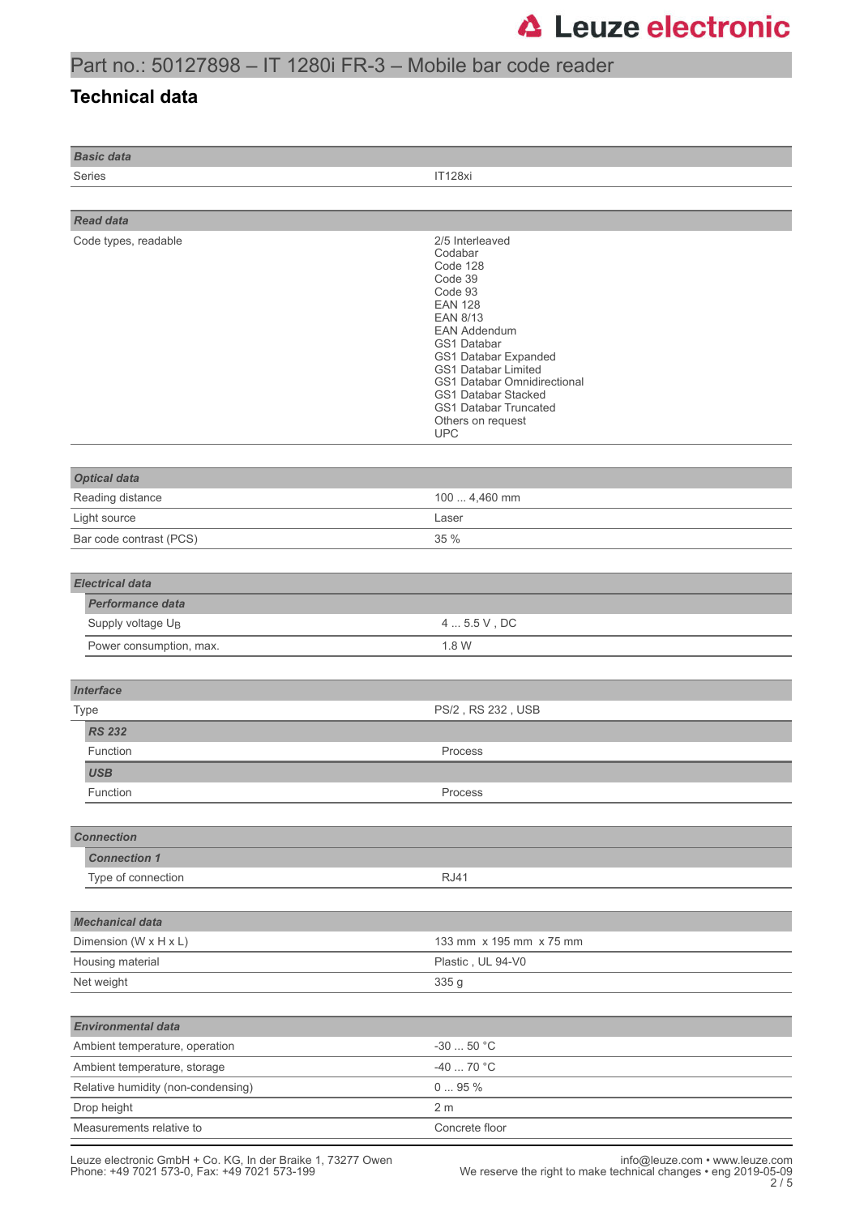# Part no.: 50127898 – IT 1280i FR-3 – Mobile bar code reader

## Technical data

| **Basic data** | |
|---|---|
| Series | IT128xi |

| **Read data** | |
|---|---|
| Code types, readable | 2/5 Interleaved<br>Codabar<br>Code 128<br>Code 39<br>Code 93<br>EAN 128<br>EAN 8/13<br>EAN Addendum<br>GS1 Databar<br>GS1 Databar Expanded<br>GS1 Databar Limited<br>GS1 Databar Omnidirectional<br>GS1 Databar Stacked<br>GS1 Databar Truncated<br>Others on request<br>UPC |

| **Optical data** | |
|---|---|
| Reading distance | 100 ... 4,460 mm |
| Light source | Laser |
| Bar code contrast (PCS) | 35 % |

| **Electrical data** | |
|---|---|
| ***Performance data*** | |
| Supply voltage $U_B$ | 4 ... 5.5 V , DC |
| Power consumption, max. | 1.8 W |

| **Interface** | |
|---|---|
| Type | PS/2 , RS 232 , USB |
| ***RS 232*** | |
| Function | Process |
| ***USB*** | |
| Function | Process |

| **Connection** | |
|---|---|
| ***Connection 1*** | |
| Type of connection | RJ41 |

| **Mechanical data** | |
|---|---|
| Dimension (W x H x L) | 133 mm x 195 mm x 75 mm |
| Housing material | Plastic , UL 94-V0 |
| Net weight | 335 g |

| **Environmental data** | |
|---|---|
| Ambient temperature, operation | -30 ... 50 °C |
| Ambient temperature, storage | -40 ... 70 °C |
| Relative humidity (non-condensing) | 0 ... 95 % |
| Drop height | 2 m |
| Measurements relative to | Concrete floor |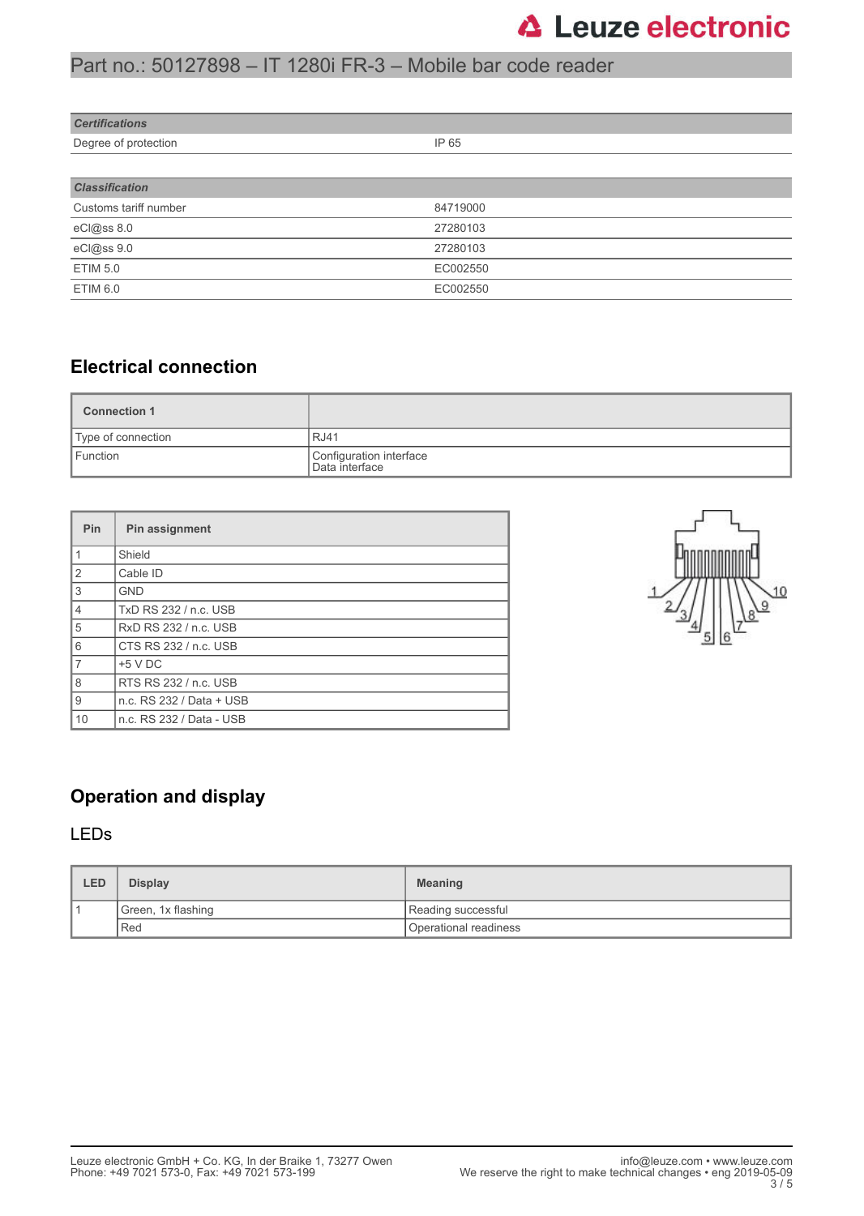Part no.: 50127898 – IT 1280i FR-3 – Mobile bar code reader

| *Certifications* | |
|---|---|
| Degree of protection | IP 65 |

| *Classification* | |
|---|---|
| Customs tariff number | 84719000 |
| eCl@ss 8.0 | 27280103 |
| eCl@ss 9.0 | 27280103 |
| ETIM 5.0 | EC002550 |
| ETIM 6.0 | EC002550 |

## Electrical connection

| Connection 1 | |
|---|---|
| Type of connection | RJ41 |
| Function | Configuration interface<br>Data interface |

| Pin | Pin assignment |
|---|---|
| 1 | Shield |
| 2 | Cable ID |
| 3 | GND |
| 4 | TxD RS 232 / n.c. USB |
| 5 | RxD RS 232 / n.c. USB |
| 6 | CTS RS 232 / n.c. USB |
| 7 | +5 V DC |
| 8 | RTS RS 232 / n.c. USB |
| 9 | n.c. RS 232 / Data + USB |
| 10 | n.c. RS 232 / Data - USB |

1
2
3
4
5
6
7
8
9
10

## Operation and display

### LEDs

| LED | Display | Meaning |
|---|---|---|
| 1 | Green, 1x flashing | Reading successful |
| | Red | Operational readiness |

Leuze electronic GmbH + Co. KG, In der Braike 1, 73277 Owen
Phone: +49 7021 573-0, Fax: +49 7021 573-199

info@leuze.com • www.leuze.com
We reserve the right to make technical changes • eng 2019-05-09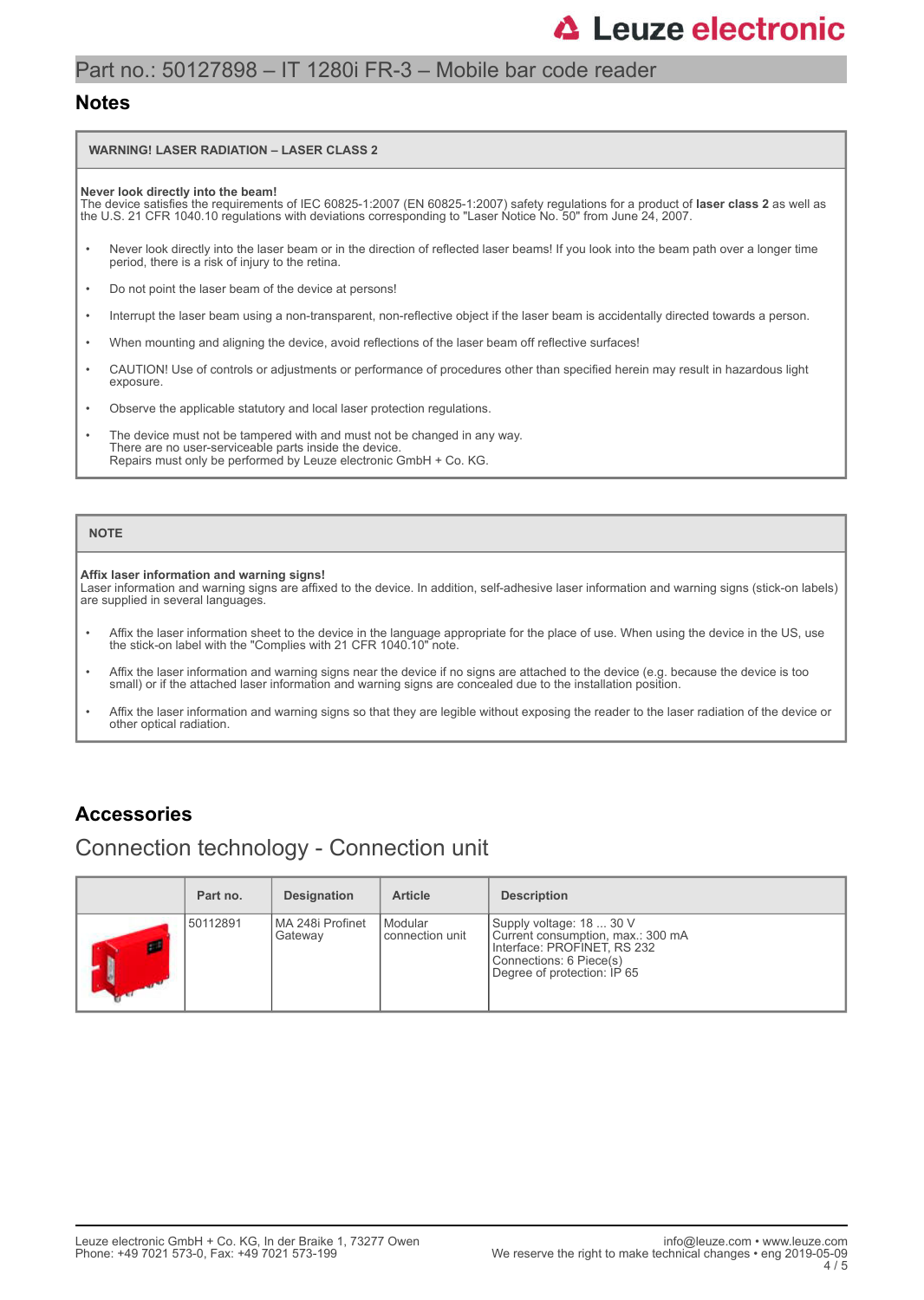# Part no.: 50127898 – IT 1280i FR-3 – Mobile bar code reader

## Notes

**WARNING! LASER RADIATION – LASER CLASS 2**

**Never look directly into the beam!**
The device satisfies the requirements of IEC 60825-1:2007 (EN 60825-1:2007) safety regulations for a product of **laser class 2** as well as the U.S. 21 CFR 1040.10 regulations with deviations corresponding to "Laser Notice No. 50" from June 24, 2007.

- Never look directly into the laser beam or in the direction of reflected laser beams! If you look into the beam path over a longer time period, there is a risk of injury to the retina.
- Do not point the laser beam of the device at persons!
- Interrupt the laser beam using a non-transparent, non-reflective object if the laser beam is accidentally directed towards a person.
- When mounting and aligning the device, avoid reflections of the laser beam off reflective surfaces!
- CAUTION! Use of controls or adjustments or performance of procedures other than specified herein may result in hazardous light exposure.
- Observe the applicable statutory and local laser protection regulations.
- The device must not be tampered with and must not be changed in any way.
  There are no user-serviceable parts inside the device.
  Repairs must only be performed by Leuze electronic GmbH + Co. KG.

**NOTE**

**Affix laser information and warning signs!**
Laser information and warning signs are affixed to the device. In addition, self-adhesive laser information and warning signs (stick-on labels) are supplied in several languages.

- Affix the laser information sheet to the device in the language appropriate for the place of use. When using the device in the US, use the stick-on label with the "Complies with 21 CFR 1040.10" note.
- Affix the laser information and warning signs near the device if no signs are attached to the device (e.g. because the device is too small) or if the attached laser information and warning signs are concealed due to the installation position.
- Affix the laser information and warning signs so that they are legible without exposing the reader to the laser radiation of the device or other optical radiation.

## Accessories

### Connection technology - Connection unit

| | Part no. | Designation | Article | Description |
|---|---|---|---|---|
| | 50112891 | MA 248i Profinet Gateway | Modular connection unit | Supply voltage: 18 ... 30 V<br>Current consumption, max.: 300 mA<br>Interface: PROFINET, RS 232<br>Connections: 6 Piece(s)<br>Degree of protection: IP 65 |

Leuze electronic GmbH + Co. KG, In der Braike 1, 73277 Owen
Phone: +49 7021 573-0, Fax: +49 7021 573-199

info@leuze.com • www.leuze.com
We reserve the right to make technical changes • eng 2019-05-09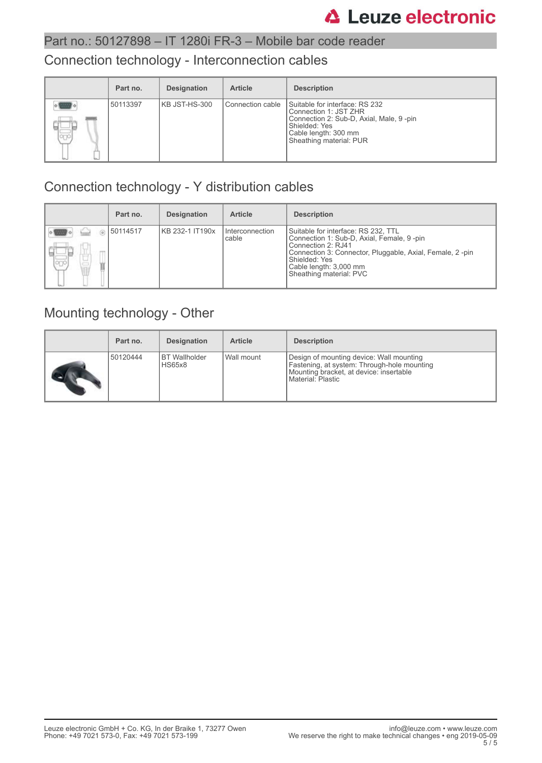Part no.: 50127898 – IT 1280i FR-3 – Mobile bar code reader

## Connection technology - Interconnection cables

| | Part no. | Designation | Article | Description |
|---|---|---|---|---|
| | 50113397 | KB JST-HS-300 | Connection cable | Suitable for interface: RS 232<br>Connection 1: JST ZHR<br>Connection 2: Sub-D, Axial, Male, 9 -pin<br>Shielded: Yes<br>Cable length: 300 mm<br>Sheathing material: PUR |

## Connection technology - Y distribution cables

| | Part no. | Designation | Article | Description |
|---|---|---|---|---|
| | 50114517 | KB 232-1 IT190x | Interconnection cable | Suitable for interface: RS 232, TTL<br>Connection 1: Sub-D, Axial, Female, 9 -pin<br>Connection 2: RJ41<br>Connection 3: Connector, Pluggable, Axial, Female, 2 -pin<br>Shielded: Yes<br>Cable length: 3,000 mm<br>Sheathing material: PVC |

## Mounting technology - Other

| | Part no. | Designation | Article | Description |
|---|---|---|---|---|
| | 50120444 | BT Wallholder HS65x8 | Wall mount | Design of mounting device: Wall mounting<br>Fastening, at system: Through-hole mounting<br>Mounting bracket, at device: insertable<br>Material: Plastic |